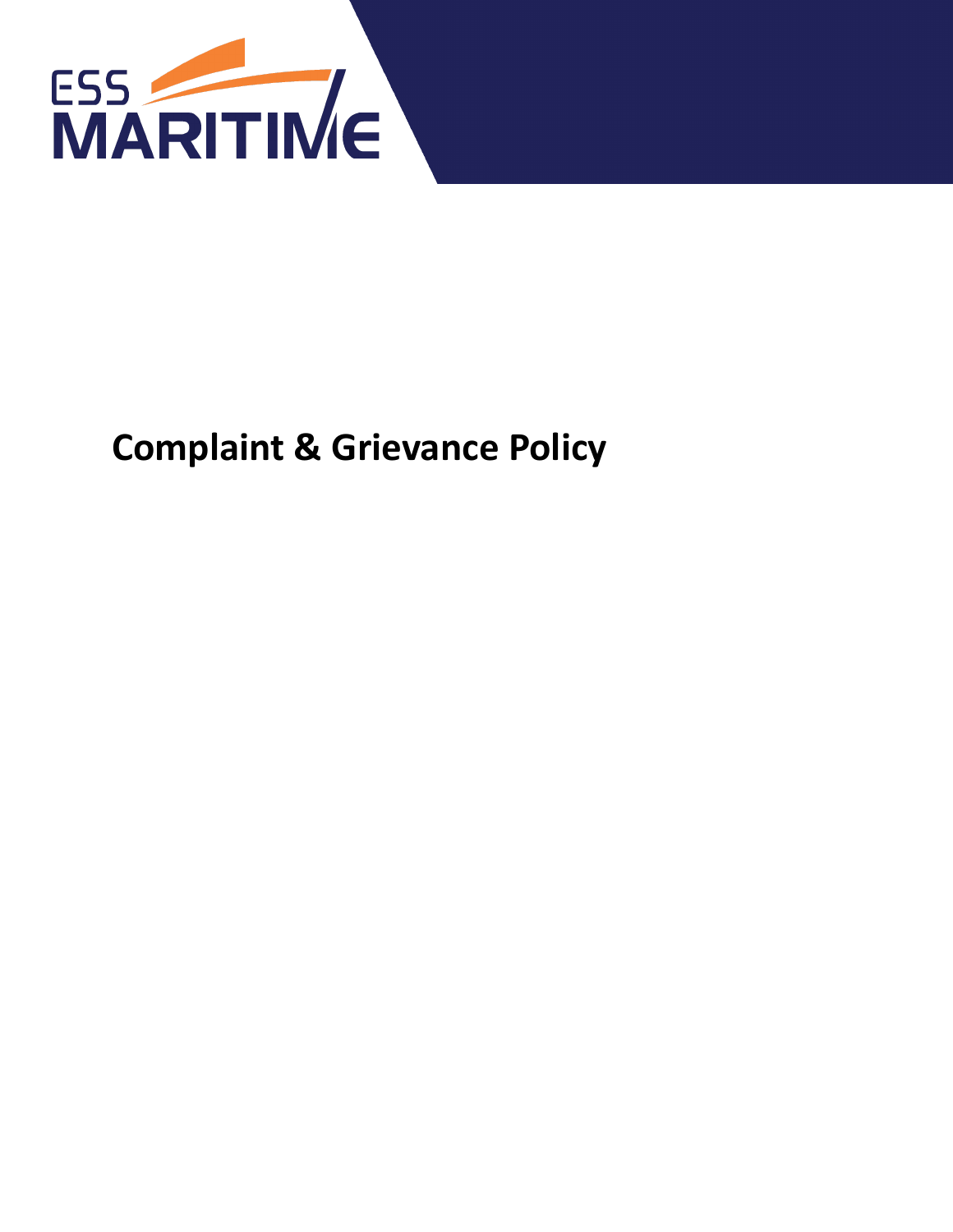ESS MARITIME

# Complaint & Grievance Policy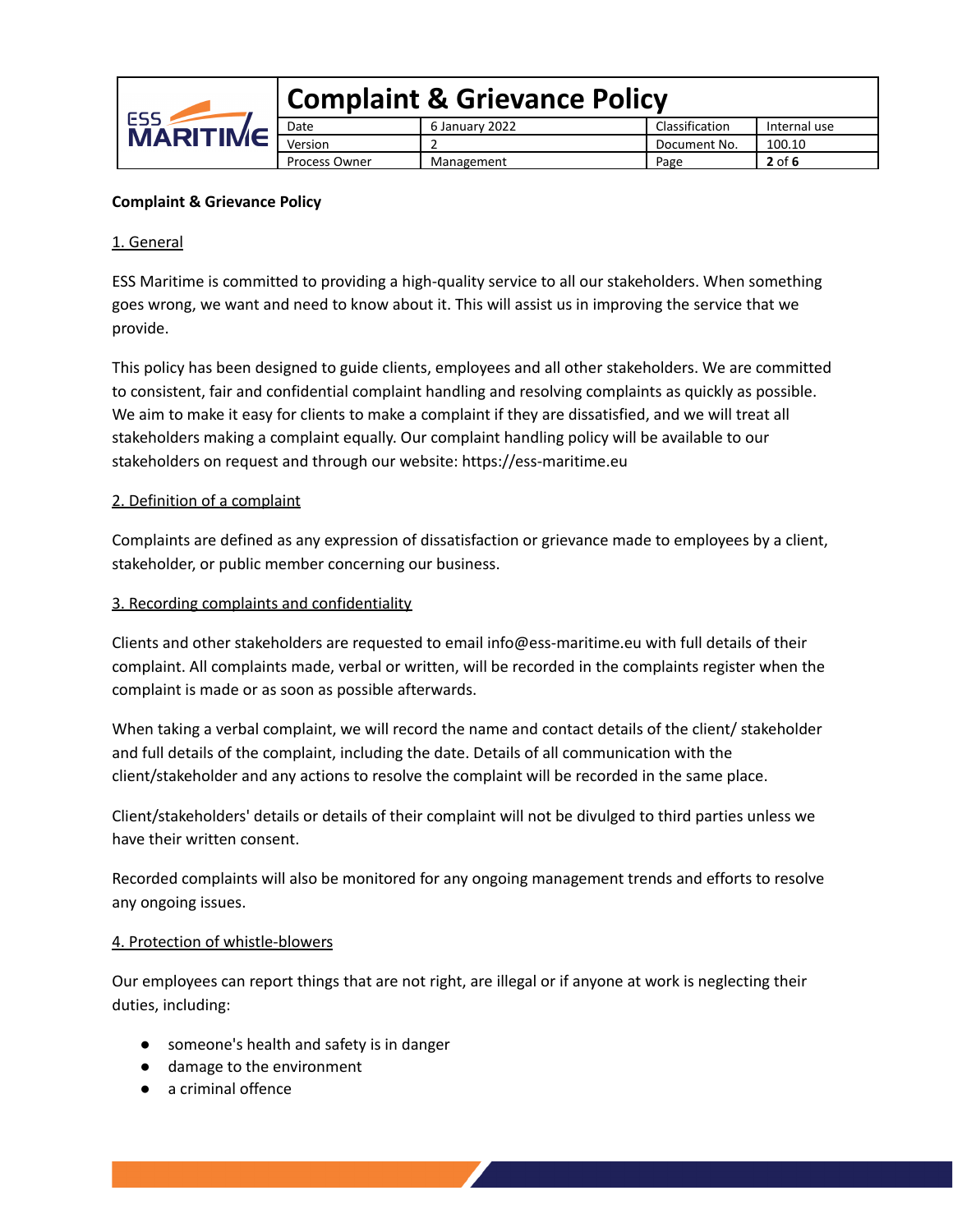**Complaint & Grievance Policy**

1. General

ESS Maritime is committed to providing a high-quality service to all our stakeholders. When something goes wrong, we want and need to know about it. This will assist us in improving the service that we provide.

This policy has been designed to guide clients, employees and all other stakeholders. We are committed to consistent, fair and confidential complaint handling and resolving complaints as quickly as possible. We aim to make it easy for clients to make a complaint if they are dissatisfied, and we will treat all stakeholders making a complaint equally. Our complaint handling policy will be available to our stakeholders on request and through our website: https://ess-maritime.eu

2. Definition of a complaint

Complaints are defined as any expression of dissatisfaction or grievance made to employees by a client, stakeholder, or public member concerning our business.

3. Recording complaints and confidentiality

Clients and other stakeholders are requested to email info@ess-maritime.eu with full details of their complaint. All complaints made, verbal or written, will be recorded in the complaints register when the complaint is made or as soon as possible afterwards.

When taking a verbal complaint, we will record the name and contact details of the client/ stakeholder and full details of the complaint, including the date. Details of all communication with the client/stakeholder and any actions to resolve the complaint will be recorded in the same place.

Client/stakeholders' details or details of their complaint will not be divulged to third parties unless we have their written consent.

Recorded complaints will also be monitored for any ongoing management trends and efforts to resolve any ongoing issues.

4. Protection of whistle-blowers

Our employees can report things that are not right, are illegal or if anyone at work is neglecting their duties, including:

- someone's health and safety is in danger
- damage to the environment
- a criminal offence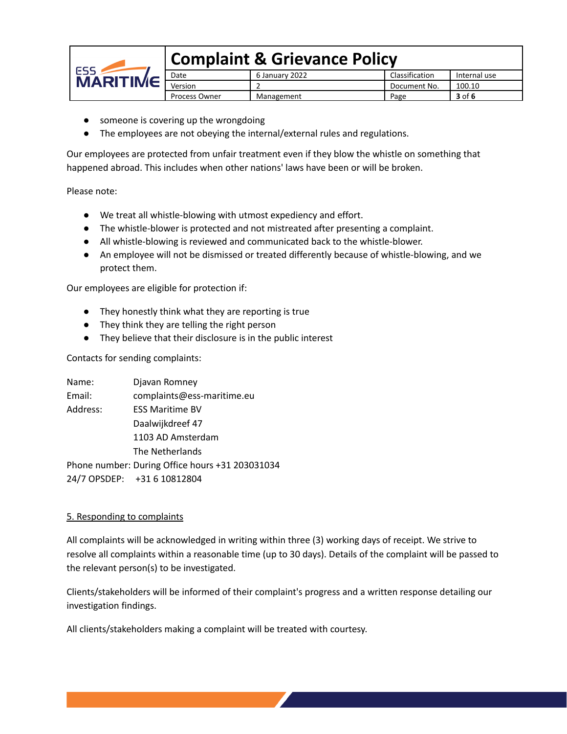- someone is covering up the wrongdoing
- The employees are not obeying the internal/external rules and regulations.

Our employees are protected from unfair treatment even if they blow the whistle on something that happened abroad. This includes when other nations' laws have been or will be broken.

Please note:

- We treat all whistle-blowing with utmost expediency and effort.
- The whistle-blower is protected and not mistreated after presenting a complaint.
- All whistle-blowing is reviewed and communicated back to the whistle-blower.
- An employee will not be dismissed or treated differently because of whistle-blowing, and we protect them.

Our employees are eligible for protection if:

- They honestly think what they are reporting is true
- They think they are telling the right person
- They believe that their disclosure is in the public interest

Contacts for sending complaints:

Name: Djavan Romney
Email: complaints@ess-maritime.eu
Address: ESS Maritime BV
Daalwijkdreef 47
1103 AD Amsterdam
The Netherlands
Phone number: During Office hours +31 203031034
24/7 OPSDEP: +31 6 10812804

## 5. Responding to complaints

All complaints will be acknowledged in writing within three (3) working days of receipt. We strive to resolve all complaints within a reasonable time (up to 30 days). Details of the complaint will be passed to the relevant person(s) to be investigated.

Clients/stakeholders will be informed of their complaint's progress and a written response detailing our investigation findings.

All clients/stakeholders making a complaint will be treated with courtesy.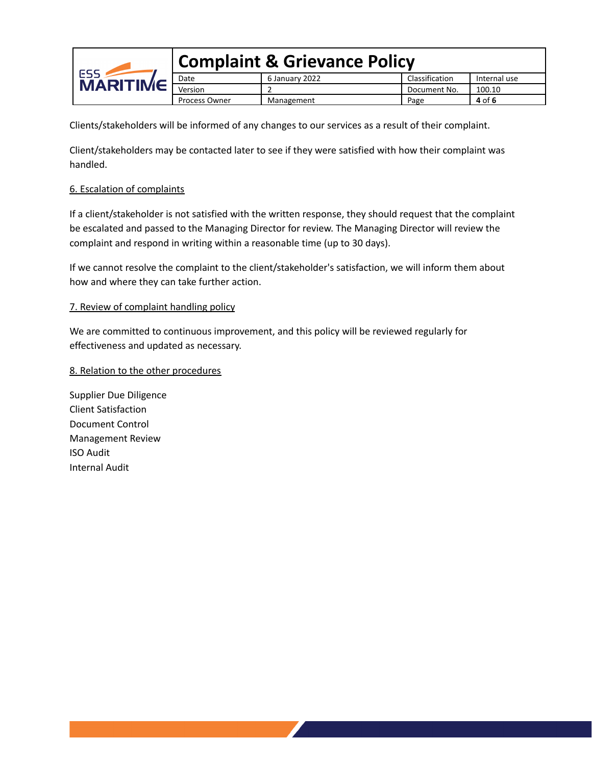Clients/stakeholders will be informed of any changes to our services as a result of their complaint.

Client/stakeholders may be contacted later to see if they were satisfied with how their complaint was handled.

## 6. Escalation of complaints

If a client/stakeholder is not satisfied with the written response, they should request that the complaint be escalated and passed to the Managing Director for review. The Managing Director will review the complaint and respond in writing within a reasonable time (up to 30 days).

If we cannot resolve the complaint to the client/stakeholder's satisfaction, we will inform them about how and where they can take further action.

## 7. Review of complaint handling policy

We are committed to continuous improvement, and this policy will be reviewed regularly for effectiveness and updated as necessary.

## 8. Relation to the other procedures

Supplier Due Diligence
Client Satisfaction
Document Control
Management Review
ISO Audit
Internal Audit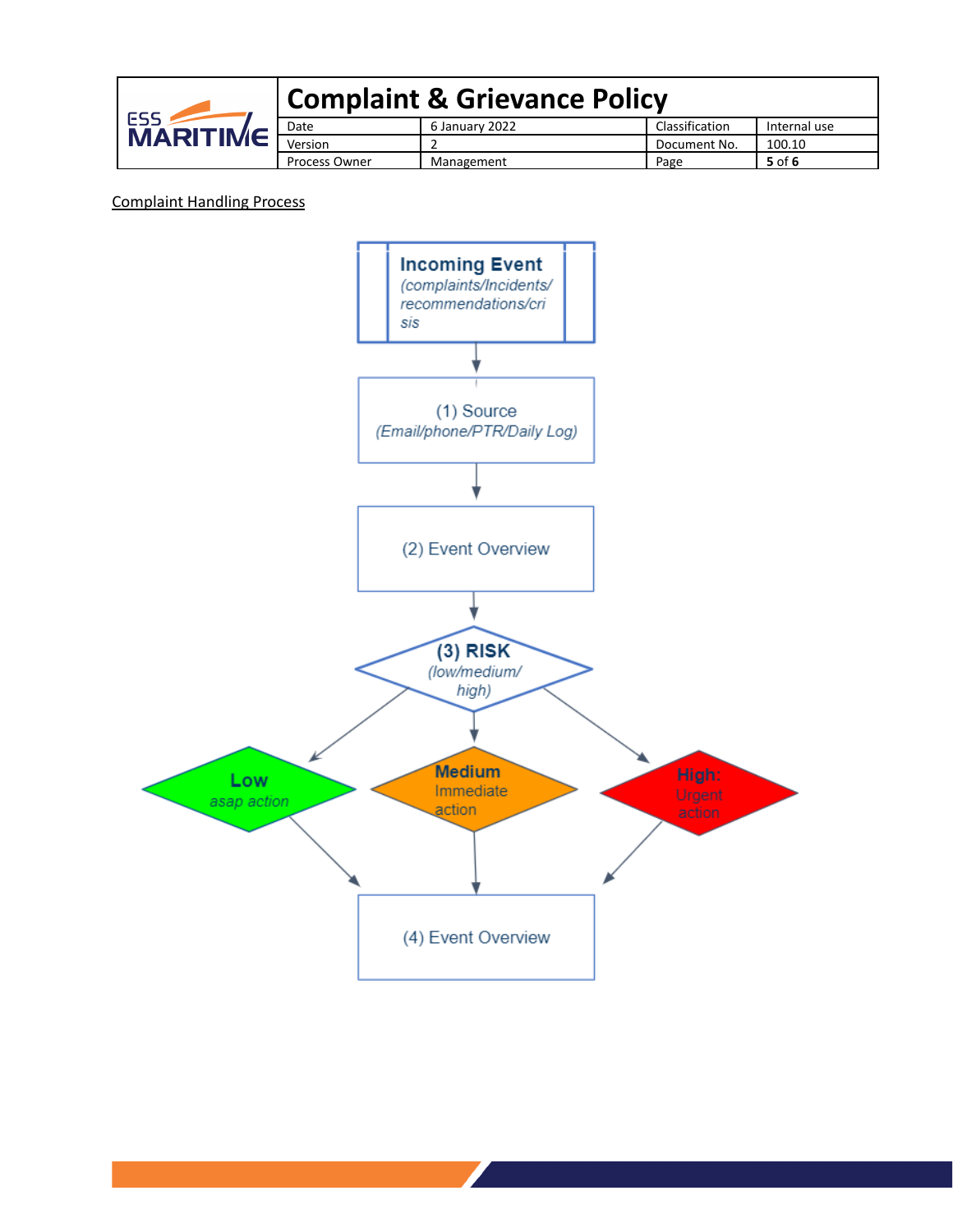Complaint Handling Process

**Incoming Event**
*(complaints/Incidents/ recommendations/crisis*

(1) Source
*(Email/phone/PTR/Daily Log)*

(2) Event Overview

**(3) RISK**
*(low/medium/ high)*

**Low**
*asap action*

**Medium**
Immediate action

**High:**
Urgent action

(4) Event Overview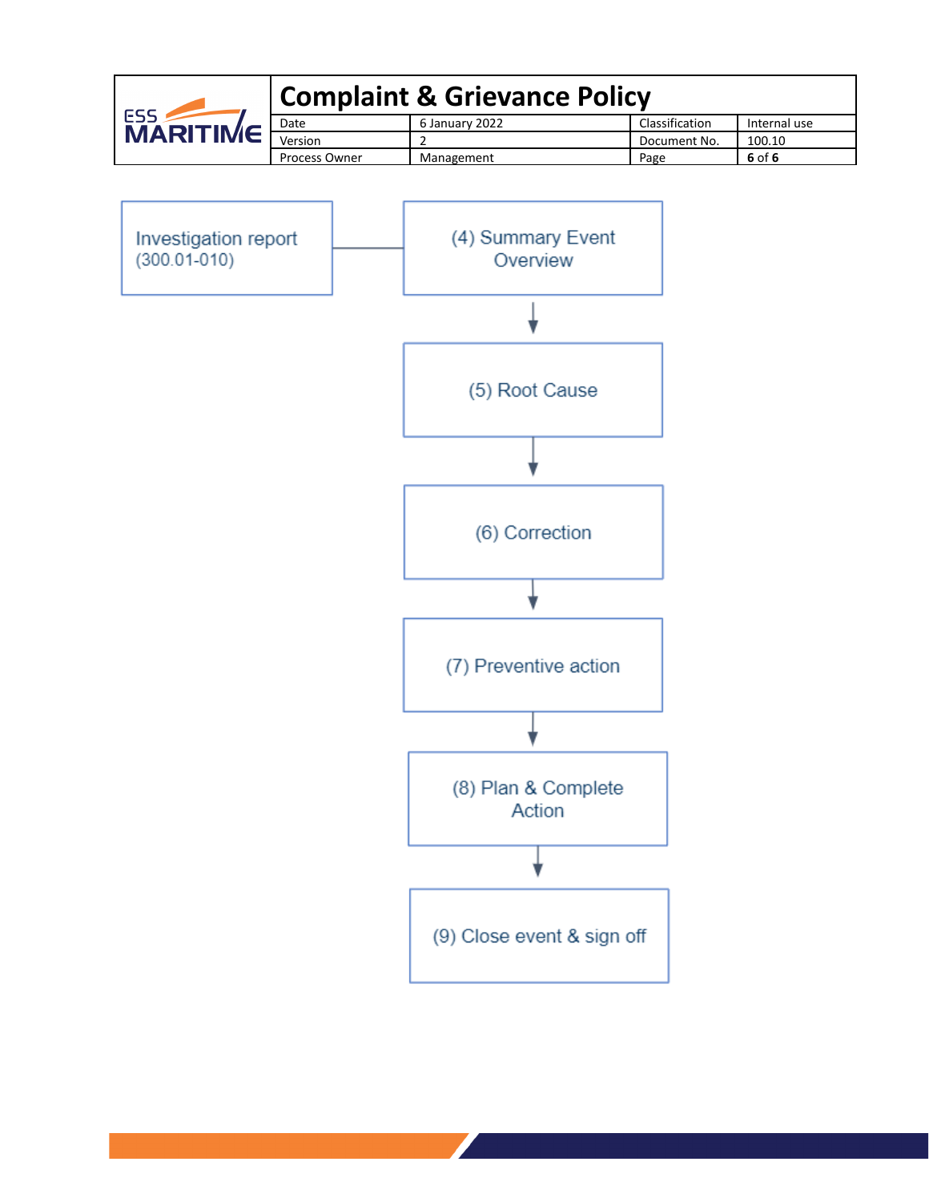Investigation report (300.01-010)

(4) Summary Event Overview

(5) Root Cause

(6) Correction

(7) Preventive action

(8) Plan & Complete Action

(9) Close event & sign off